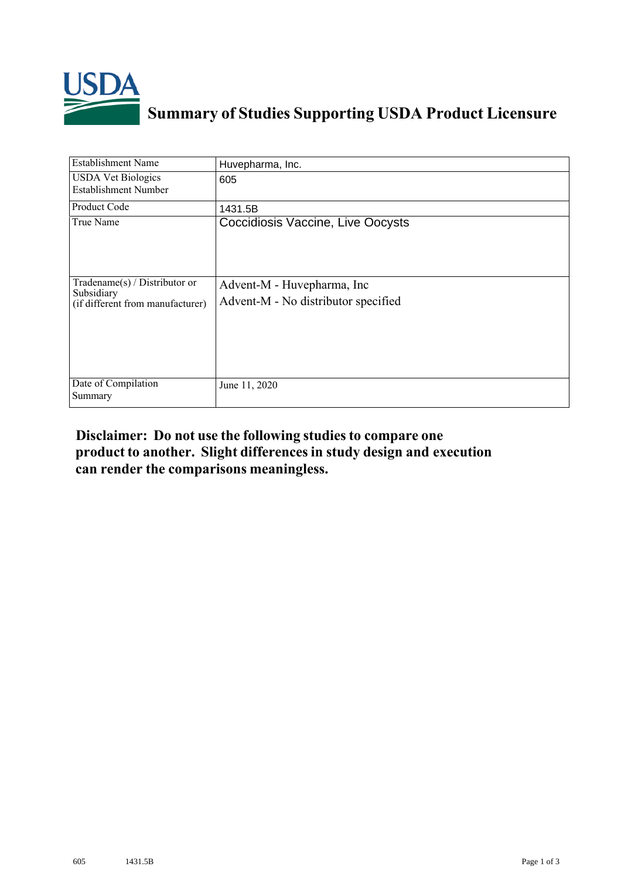# Summary of Studies Supporting USDA Product Licensure

| Establishment Name | Huvepharma, Inc. |
|---|---|
| USDA Vet Biologics Establishment Number | 605 |
| Product Code | 1431.5B |
| True Name | Coccidiosis Vaccine, Live Oocysts |
| Tradename(s) / Distributor or Subsidiary (if different from manufacturer) | Advent-M - Huvepharma, Inc<br>Advent-M - No distributor specified |
| Date of Compilation Summary | June 11, 2020 |

**Disclaimer: Do not use the following studies to compare one product to another. Slight differences in study design and execution can render the comparisons meaningless.**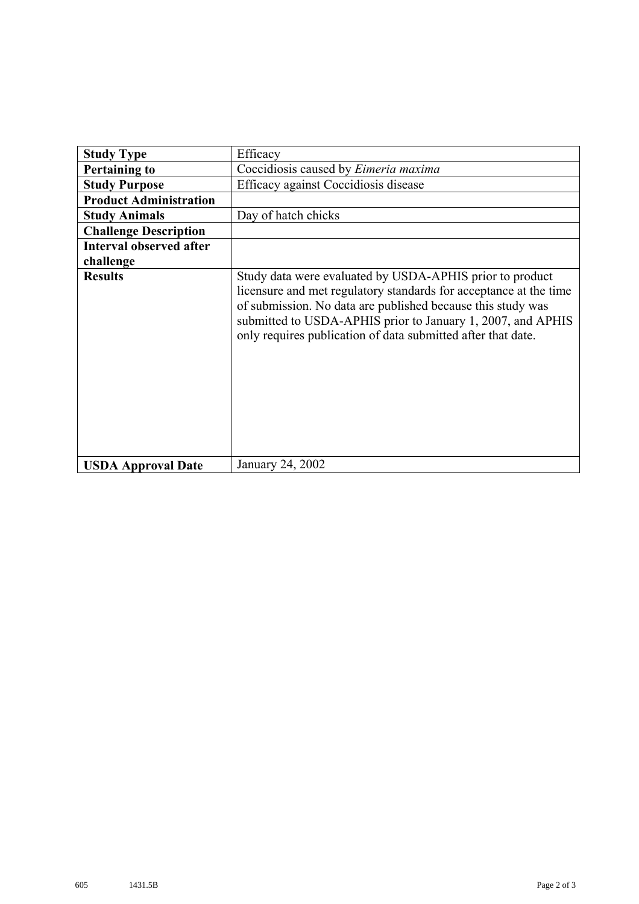| **Study Type** | Efficacy |
|---|---|
| **Pertaining to** | Coccidiosis caused by *Eimeria maxima* |
| **Study Purpose** | Efficacy against Coccidiosis disease |
| **Product Administration** | |
| **Study Animals** | Day of hatch chicks |
| **Challenge Description** | |
| **Interval observed after challenge** | |
| **Results** | Study data were evaluated by USDA-APHIS prior to product licensure and met regulatory standards for acceptance at the time of submission. No data are published because this study was submitted to USDA-APHIS prior to January 1, 2007, and APHIS only requires publication of data submitted after that date. |
| **USDA Approval Date** | January 24, 2002 |

605 1431.5B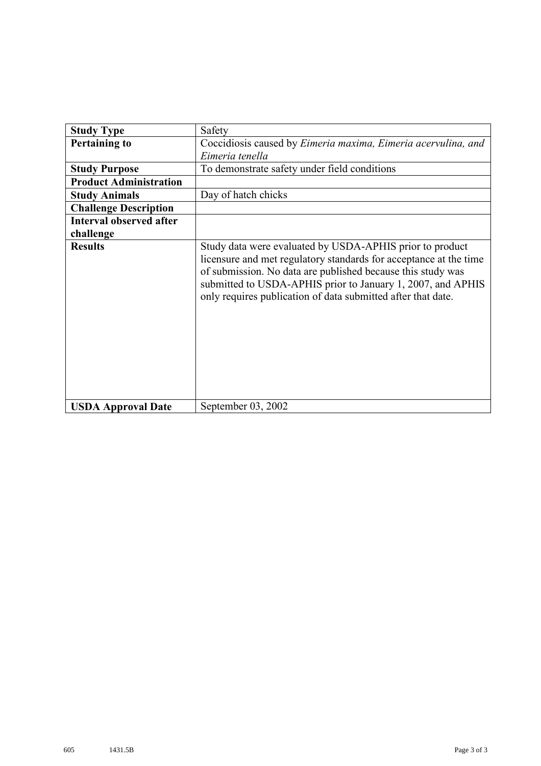| | |
|---|---|
| **Study Type** | Safety |
| **Pertaining to** | Coccidiosis caused by *Eimeria maxima, Eimeria acervulina, and Eimeria tenella* |
| **Study Purpose** | To demonstrate safety under field conditions |
| **Product Administration** | |
| **Study Animals** | Day of hatch chicks |
| **Challenge Description** | |
| **Interval observed after challenge** | |
| **Results** | Study data were evaluated by USDA-APHIS prior to product licensure and met regulatory standards for acceptance at the time of submission. No data are published because this study was submitted to USDA-APHIS prior to January 1, 2007, and APHIS only requires publication of data submitted after that date. |
| **USDA Approval Date** | September 03, 2002 |

605 1431.5B